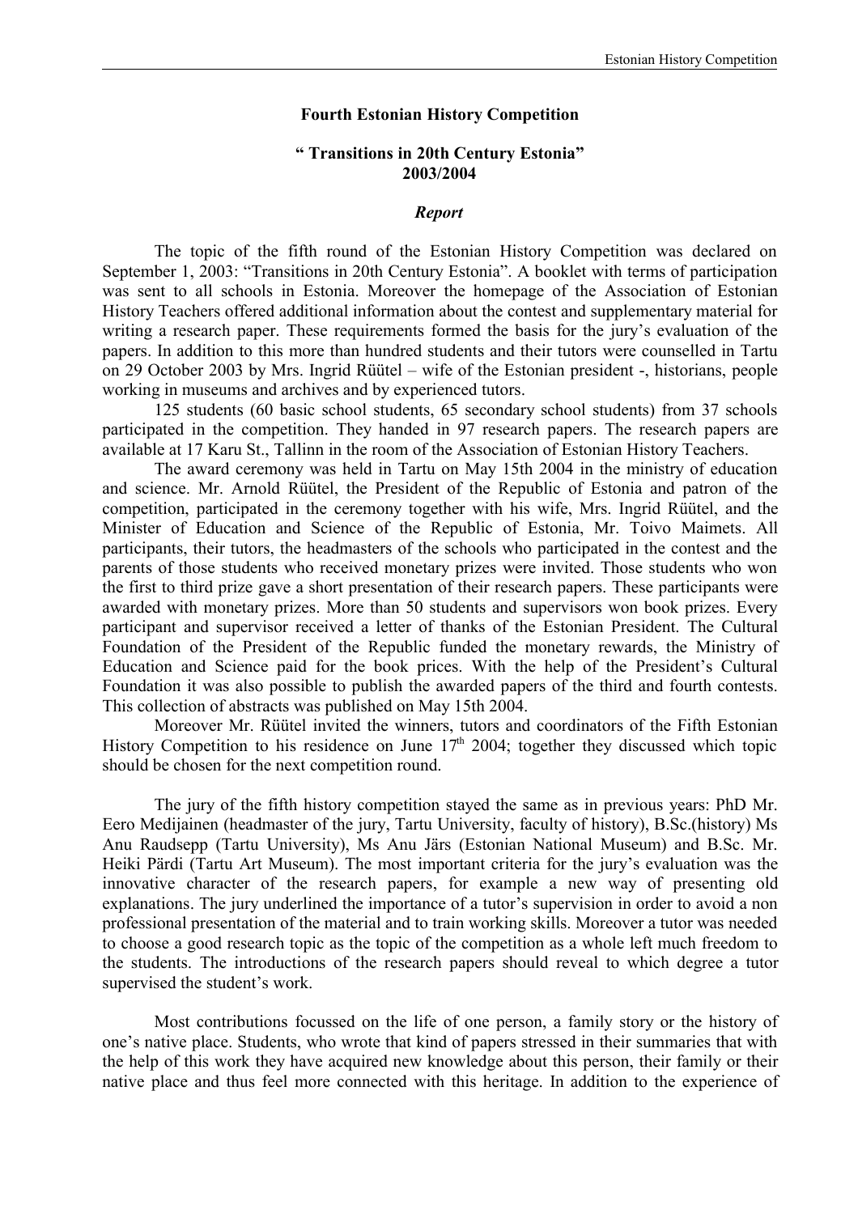**Fourth Estonian History Competition**

**" Transitions in 20th Century Estonia"**
**2003/2004**

***Report***

The topic of the fifth round of the Estonian History Competition was declared on September 1, 2003: "Transitions in 20th Century Estonia". A booklet with terms of participation was sent to all schools in Estonia. Moreover the homepage of the Association of Estonian History Teachers offered additional information about the contest and supplementary material for writing a research paper. These requirements formed the basis for the jury's evaluation of the papers. In addition to this more than hundred students and their tutors were counselled in Tartu on 29 October 2003 by Mrs. Ingrid Rüütel – wife of the Estonian president -, historians, people working in museums and archives and by experienced tutors.

125 students (60 basic school students, 65 secondary school students) from 37 schools participated in the competition. They handed in 97 research papers. The research papers are available at 17 Karu St., Tallinn in the room of the Association of Estonian History Teachers.

The award ceremony was held in Tartu on May 15th 2004 in the ministry of education and science. Mr. Arnold Rüütel, the President of the Republic of Estonia and patron of the competition, participated in the ceremony together with his wife, Mrs. Ingrid Rüütel, and the Minister of Education and Science of the Republic of Estonia, Mr. Toivo Maimets. All participants, their tutors, the headmasters of the schools who participated in the contest and the parents of those students who received monetary prizes were invited. Those students who won the first to third prize gave a short presentation of their research papers. These participants were awarded with monetary prizes. More than 50 students and supervisors won book prizes. Every participant and supervisor received a letter of thanks of the Estonian President. The Cultural Foundation of the President of the Republic funded the monetary rewards, the Ministry of Education and Science paid for the book prices. With the help of the President's Cultural Foundation it was also possible to publish the awarded papers of the third and fourth contests. This collection of abstracts was published on May 15th 2004.

Moreover Mr. Rüütel invited the winners, tutors and coordinators of the Fifth Estonian History Competition to his residence on June 17th 2004; together they discussed which topic should be chosen for the next competition round.

The jury of the fifth history competition stayed the same as in previous years: PhD Mr. Eero Medijainen (headmaster of the jury, Tartu University, faculty of history), B.Sc.(history) Ms Anu Raudsepp (Tartu University), Ms Anu Järs (Estonian National Museum) and B.Sc. Mr. Heiki Pärdi (Tartu Art Museum). The most important criteria for the jury's evaluation was the innovative character of the research papers, for example a new way of presenting old explanations. The jury underlined the importance of a tutor's supervision in order to avoid a non professional presentation of the material and to train working skills. Moreover a tutor was needed to choose a good research topic as the topic of the competition as a whole left much freedom to the students. The introductions of the research papers should reveal to which degree a tutor supervised the student's work.

Most contributions focussed on the life of one person, a family story or the history of one's native place. Students, who wrote that kind of papers stressed in their summaries that with the help of this work they have acquired new knowledge about this person, their family or their native place and thus feel more connected with this heritage. In addition to the experience of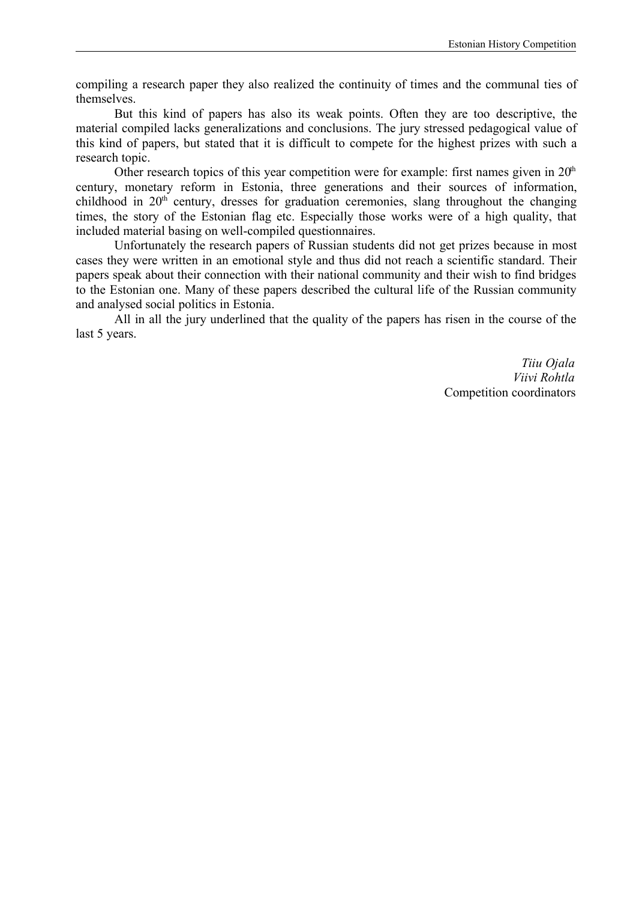compiling a research paper they also realized the continuity of times and the communal ties of themselves.

But this kind of papers has also its weak points. Often they are too descriptive, the material compiled lacks generalizations and conclusions. The jury stressed pedagogical value of this kind of papers, but stated that it is difficult to compete for the highest prizes with such a research topic.

Other research topics of this year competition were for example: first names given in 20th century, monetary reform in Estonia, three generations and their sources of information, childhood in 20th century, dresses for graduation ceremonies, slang throughout the changing times, the story of the Estonian flag etc. Especially those works were of a high quality, that included material basing on well-compiled questionnaires.

Unfortunately the research papers of Russian students did not get prizes because in most cases they were written in an emotional style and thus did not reach a scientific standard. Their papers speak about their connection with their national community and their wish to find bridges to the Estonian one. Many of these papers described the cultural life of the Russian community and analysed social politics in Estonia.

All in all the jury underlined that the quality of the papers has risen in the course of the last 5 years.

*Tiiu Ojala*
*Viivi Rohtla*
Competition coordinators